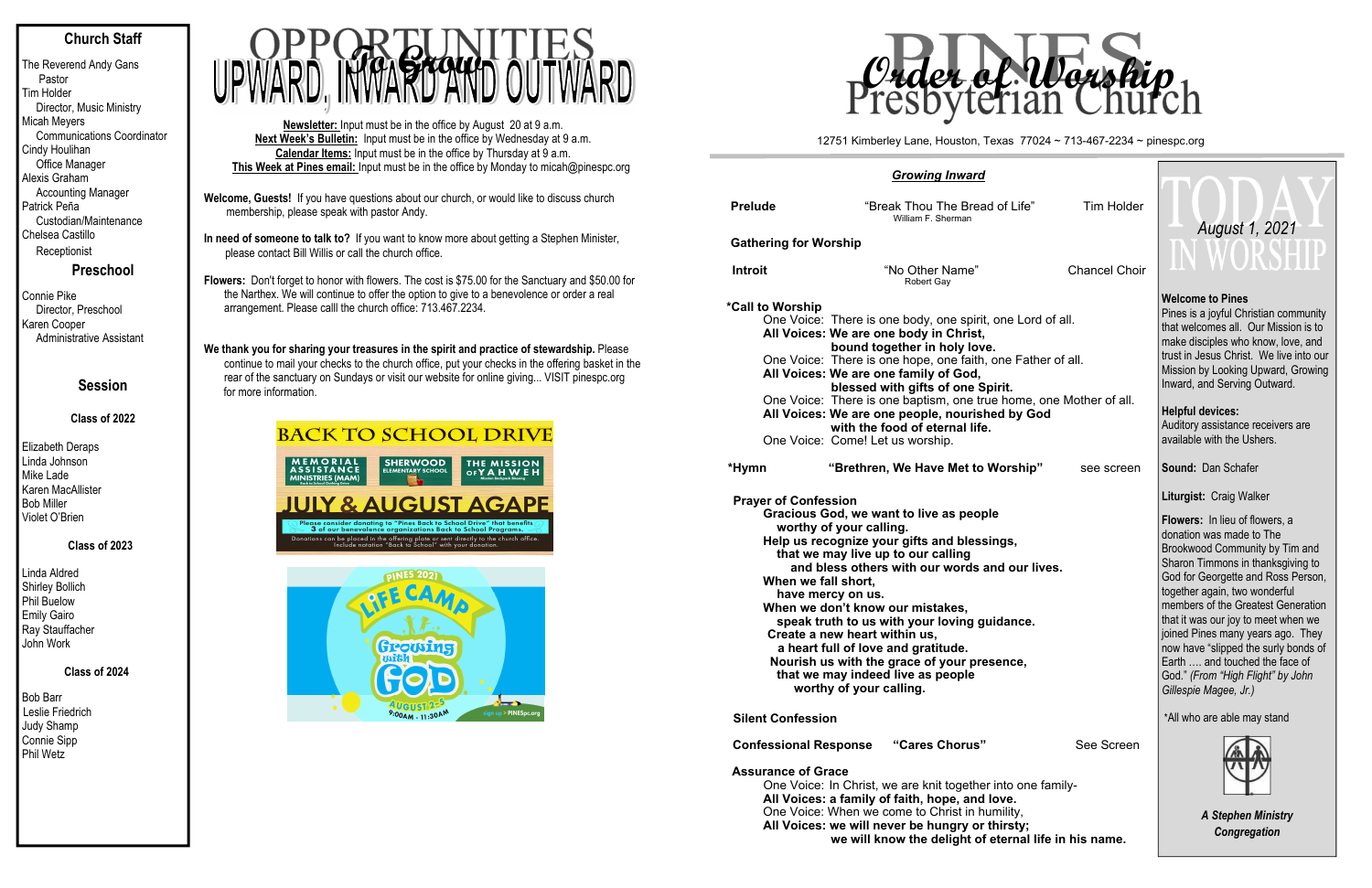## Church Staff

The Reverend Andy Gans
Pastor
Tim Holder
Director, Music Ministry
Micah Meyers
Communications Coordinator
Cindy Houlihan
Office Manager
Alexis Graham
Accounting Manager
Patrick Peña
Custodian/Maintenance
Chelsea Castillo
Receptionist

## Preschool

Connie Pike
Director, Preschool
Karen Cooper
Administrative Assistant

## Session

### Class of 2022

Elizabeth Deraps
Linda Johnson
Mike Lade
Karen MacAllister
Bob Miller
Violet O'Brien

### Class of 2023

Linda Aldred
Shirley Bollich
Phil Buelow
Emily Gairo
Ray Stauffacher
John Work

### Class of 2024

Bob Barr
Leslie Friedrich
Judy Shamp
Connie Sipp
Phil Wetz

# OPPORTUNITIES To Grow UPWARD, INWARD AND OUTWARD

**Newsletter:** Input must be in the office by August 20 at 9 a.m.
**Next Week's Bulletin:** Input must be in the office by Wednesday at 9 a.m.
**Calendar Items:** Input must be in the office by Thursday at 9 a.m.
**This Week at Pines email:** Input must be in the office by Monday to micah@pinespc.org

**Welcome, Guests!** If you have questions about our church, or would like to discuss church membership, please speak with pastor Andy.

**In need of someone to talk to?** If you want to know more about getting a Stephen Minister, please contact Bill Willis or call the church office.

**Flowers:** Don't forget to honor with flowers. The cost is $75.00 for the Sanctuary and $50.00 for the Narthex. We will continue to offer the option to give to a benevolence or order a real arrangement. Please calll the church office: 713.467.2234.

**We thank you for sharing your treasures in the spirit and practice of stewardship.** Please continue to mail your checks to the church office, put your checks in the offering basket in the rear of the sanctuary on Sundays or visit our website for online giving... VISIT pinespc.org for more information.

BACK TO SCHOOL DRIVE
MEMORIAL ASSISTANCE MINISTRIES (MAM) · SHERWOOD ELEMENTARY SCHOOL · THE MISSION OF YAHWEH
JULY & AUGUST AGAPE
Please consider donating to "Pines Back to School Drive" that benefits 3 of our benevolence organizations Back to School Programs.
Donations can be placed in the offering plate or sent directly to the church office. Include notation "Back to School" with your donation.

PINES 2021 LIFE CAMP
Growing with GOD
AUGUST 2-5
9:00AM - 11:30AM
sign up > PINESpc.org

# PINES Presbyterian Church — Order of Worship

12751 Kimberley Lane, Houston, Texas 77024 ~ 713-467-2234 ~ pinespc.org

### *Growing Inward*

**Prelude** — "Break Thou The Bread of Life" — Tim Holder
William F. Sherman

**Gathering for Worship**

**Introit** — "No Other Name" — Chancel Choir
Robert Gay

**\*Call to Worship**
One Voice: There is one body, one spirit, one Lord of all.
**All Voices: We are one body in Christ,
bound together in holy love.**
One Voice: There is one hope, one faith, one Father of all.
**All Voices: We are one family of God,
blessed with gifts of one Spirit.**
One Voice: There is one baptism, one true home, one Mother of all.
**All Voices: We are one people, nourished by God
with the food of eternal life.**
One Voice: Come! Let us worship.

**\*Hymn** — **"Brethren, We Have Met to Worship"** — see screen

**Prayer of Confession**
**Gracious God, we want to live as people
worthy of your calling.
Help us recognize your gifts and blessings,
that we may live up to our calling
and bless others with our words and our lives.
When we fall short,
have mercy on us.
When we don't know our mistakes,
speak truth to us with your loving guidance.
Create a new heart within us,
a heart full of love and gratitude.
Nourish us with the grace of your presence,
that we may indeed live as people
worthy of your calling.**

**Silent Confession**

**Confessional Response** — **"Cares Chorus"** — See Screen

**Assurance of Grace**
One Voice: In Christ, we are knit together into one family-
**All Voices: a family of faith, hope, and love.**
One Voice: When we come to Christ in humility,
**All Voices: we will never be hungry or thirsty;
we will know the delight of eternal life in his name.**

# TODAY IN WORSHIP

*August 1, 2021*

**Welcome to Pines**
Pines is a joyful Christian community that welcomes all. Our Mission is to make disciples who know, love, and trust in Jesus Christ. We live into our Mission by Looking Upward, Growing Inward, and Serving Outward.

**Helpful devices:**
Auditory assistance receivers are available with the Ushers.

**Sound:** Dan Schafer

**Liturgist:** Craig Walker

**Flowers:** In lieu of flowers, a donation was made to The Brookwood Community by Tim and Sharon Timmons in thanksgiving to God for Georgette and Ross Person, together again, two wonderful members of the Greatest Generation that it was our joy to meet when we joined Pines many years ago. They now have "slipped the surly bonds of Earth …. and touched the face of God." *(From "High Flight" by John Gillespie Magee, Jr.)*

\*All who are able may stand

***A Stephen Ministry Congregation***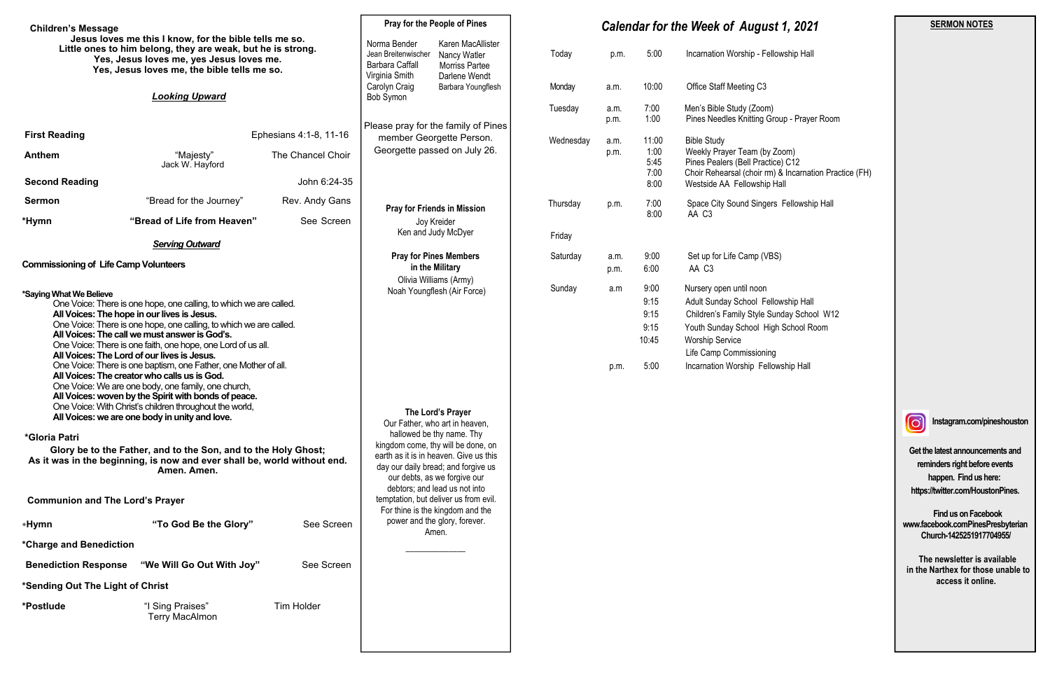**Children's Message**

**Jesus loves me this I know, for the bible tells me so.**
**Little ones to him belong, they are weak, but he is strong.**
**Yes, Jesus loves me, yes Jesus loves me.**
**Yes, Jesus loves me, the bible tells me so.**

***Looking Upward***

| | | |
|---|---|---|
| **First Reading** | | Ephesians 4:1-8, 11-16 |
| **Anthem** | "Majesty" Jack W. Hayford | The Chancel Choir |
| **Second Reading** | | John 6:24-35 |
| **Sermon** | "Bread for the Journey" | Rev. Andy Gans |
| ***Hymn** | **"Bread of Life from Heaven"** | See Screen |

***Serving Outward***

**Commissioning of Life Camp Volunteers**

***Saying What We Believe**

One Voice: There is one hope, one calling, to which we are called.
**All Voices: The hope in our lives is Jesus.**
One Voice: There is one hope, one calling, to which we are called.
**All Voices: The call we must answer is God's.**
One Voice: There is one faith, one hope, one Lord of us all.
**All Voices: The Lord of our lives is Jesus.**
One Voice: There is one baptism, one Father, one Mother of all.
**All Voices: The creator who calls us is God.**
One Voice: We are one body, one family, one church,
**All Voices: woven by the Spirit with bonds of peace.**
One Voice: With Christ's children throughout the world,
**All Voices: we are one body in unity and love.**

***Gloria Patri**

**Glory be to the Father, and to the Son, and to the Holy Ghost;**
**As it was in the beginning, is now and ever shall be, world without end. Amen. Amen.**

**Communion and The Lord's Prayer**

| | | |
|---|---|---|
| ***Hymn** | **"To God Be the Glory"** | See Screen |
| ***Charge and Benediction** | | |
| **Benediction Response** | **"We Will Go Out With Joy"** | See Screen |
| ***Sending Out The Light of Christ** | | |
| ***Postlude** | "I Sing Praises" Terry MacAlmon | Tim Holder |

**Pray for the People of Pines**

Norma Bender
Jean Breitenwischer
Barbara Caffall
Virginia Smith
Carolyn Craig
Bob Symon
Karen MacAllister
Nancy Watler
Morriss Partee
Darlene Wendt
Barbara Youngflesh

Please pray for the family of Pines member Georgette Person. Georgette passed on July 26.

**Pray for Friends in Mission**

Joy Kreider
Ken and Judy McDyer

**Pray for Pines Members in the Military**

Olivia Williams (Army)
Noah Youngflesh (Air Force)

**The Lord's Prayer**

Our Father, who art in heaven, hallowed be thy name. Thy kingdom come, thy will be done, on earth as it is in heaven. Give us this day our daily bread; and forgive us our debts, as we forgive our debtors; and lead us not into temptation, but deliver us from evil. For thine is the kingdom and the power and the glory, forever. Amen.

## *Calendar for the Week of August 1, 2021*

| | | | |
|---|---|---|---|
| Today | p.m. | 5:00 | Incarnation Worship - Fellowship Hall |
| Monday | a.m. | 10:00 | Office Staff Meeting C3 |
| Tuesday | a.m. | 7:00 | Men's Bible Study (Zoom) |
| | p.m. | 1:00 | Pines Needles Knitting Group - Prayer Room |
| Wednesday | a.m. | 11:00 | Bible Study |
| | p.m. | 1:00 | Weekly Prayer Team (by Zoom) |
| | | 5:45 | Pines Pealers (Bell Practice) C12 |
| | | 7:00 | Choir Rehearsal (choir rm) & Incarnation Practice (FH) |
| | | 8:00 | Westside AA Fellowship Hall |
| Thursday | p.m. | 7:00 | Space City Sound Singers Fellowship Hall |
| | | 8:00 | AA C3 |
| Friday | | | |
| Saturday | a.m. | 9:00 | Set up for Life Camp (VBS) |
| | p.m. | 6:00 | AA C3 |
| Sunday | a.m | 9:00 | Nursery open until noon |
| | | 9:15 | Adult Sunday School Fellowship Hall |
| | | 9:15 | Children's Family Style Sunday School W12 |
| | | 9:15 | Youth Sunday School High School Room |
| | | 10:45 | Worship Service |
| | | | Life Camp Commissioning |
| | p.m. | 5:00 | Incarnation Worship Fellowship Hall |

**SERMON NOTES**

**Instagram.com/pineshouston**

**Get the latest announcements and reminders right before events happen. Find us here: https://twitter.com/HoustonPines.**

**Find us on Facebook www.facebook.comPinesPresbyterian Church-1425251917704955/**

**The newsletter is available in the Narthex for those unable to access it online.**